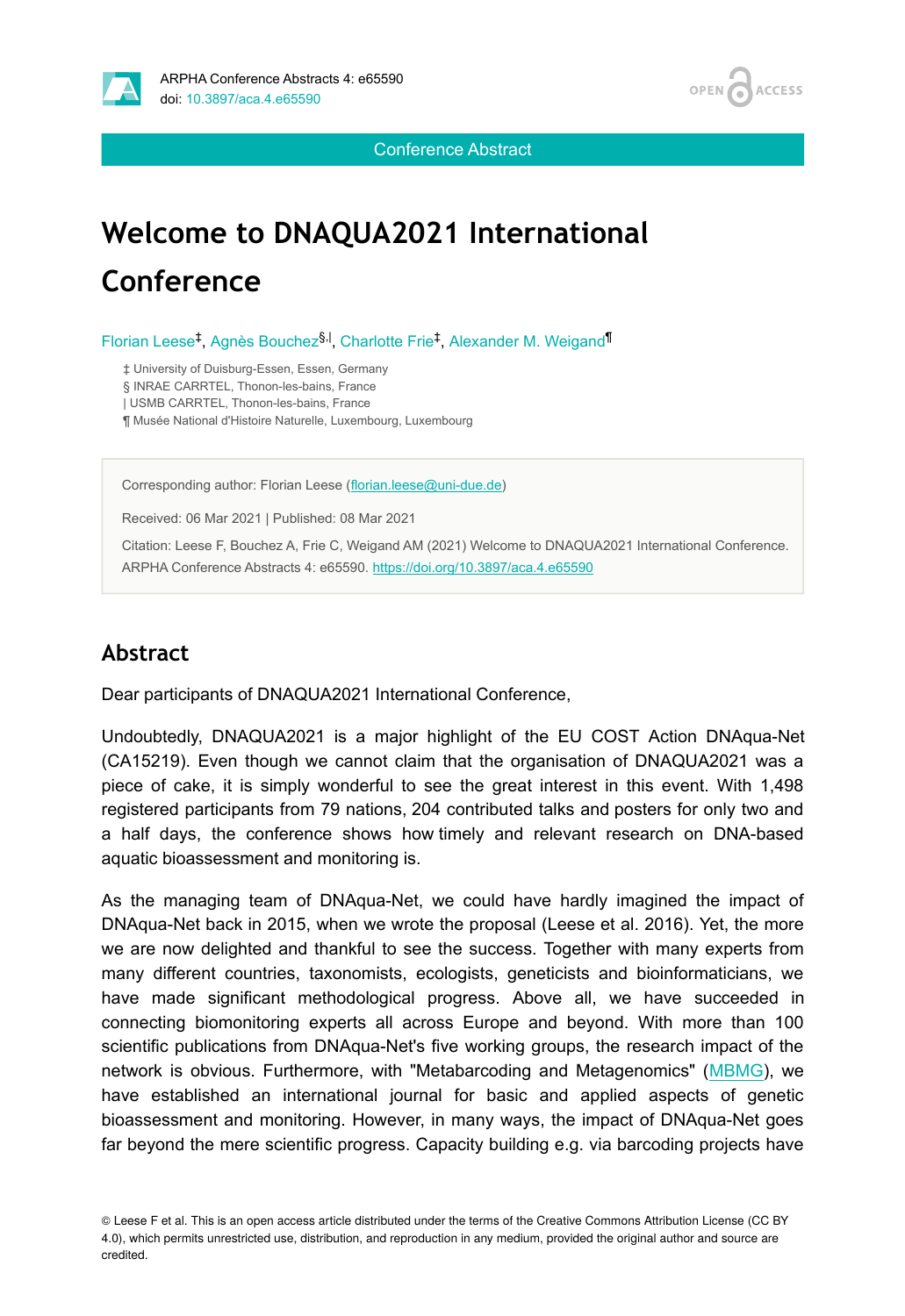Conference Abstract

# Welcome to DNAQUA2021 International Conference

Florian Leese[‡], Agnès Bouchez[§,|], Charlotte Frie[‡], Alexander M. Weigand[¶]

‡ University of Duisburg-Essen, Essen, Germany
§ INRAE CARRTEL, Thonon-les-bains, France
| USMB CARRTEL, Thonon-les-bains, France
¶ Musée National d'Histoire Naturelle, Luxembourg, Luxembourg

Corresponding author: Florian Leese (florian.leese@uni-due.de)

Received: 06 Mar 2021 | Published: 08 Mar 2021

Citation: Leese F, Bouchez A, Frie C, Weigand AM (2021) Welcome to DNAQUA2021 International Conference. ARPHA Conference Abstracts 4: e65590. https://doi.org/10.3897/aca.4.e65590

## Abstract

Dear participants of DNAQUA2021 International Conference,

Undoubtedly, DNAQUA2021 is a major highlight of the EU COST Action DNAqua-Net (CA15219). Even though we cannot claim that the organisation of DNAQUA2021 was a piece of cake, it is simply wonderful to see the great interest in this event. With 1,498 registered participants from 79 nations, 204 contributed talks and posters for only two and a half days, the conference shows how timely and relevant research on DNA-based aquatic bioassessment and monitoring is.

As the managing team of DNAqua-Net, we could have hardly imagined the impact of DNAqua-Net back in 2015, when we wrote the proposal (Leese et al. 2016). Yet, the more we are now delighted and thankful to see the success. Together with many experts from many different countries, taxonomists, ecologists, geneticists and bioinformaticians, we have made significant methodological progress. Above all, we have succeeded in connecting biomonitoring experts all across Europe and beyond. With more than 100 scientific publications from DNAqua-Net's five working groups, the research impact of the network is obvious. Furthermore, with "Metabarcoding and Metagenomics" (MBMG), we have established an international journal for basic and applied aspects of genetic bioassessment and monitoring. However, in many ways, the impact of DNAqua-Net goes far beyond the mere scientific progress. Capacity building e.g. via barcoding projects have

© Leese F et al. This is an open access article distributed under the terms of the Creative Commons Attribution License (CC BY 4.0), which permits unrestricted use, distribution, and reproduction in any medium, provided the original author and source are credited.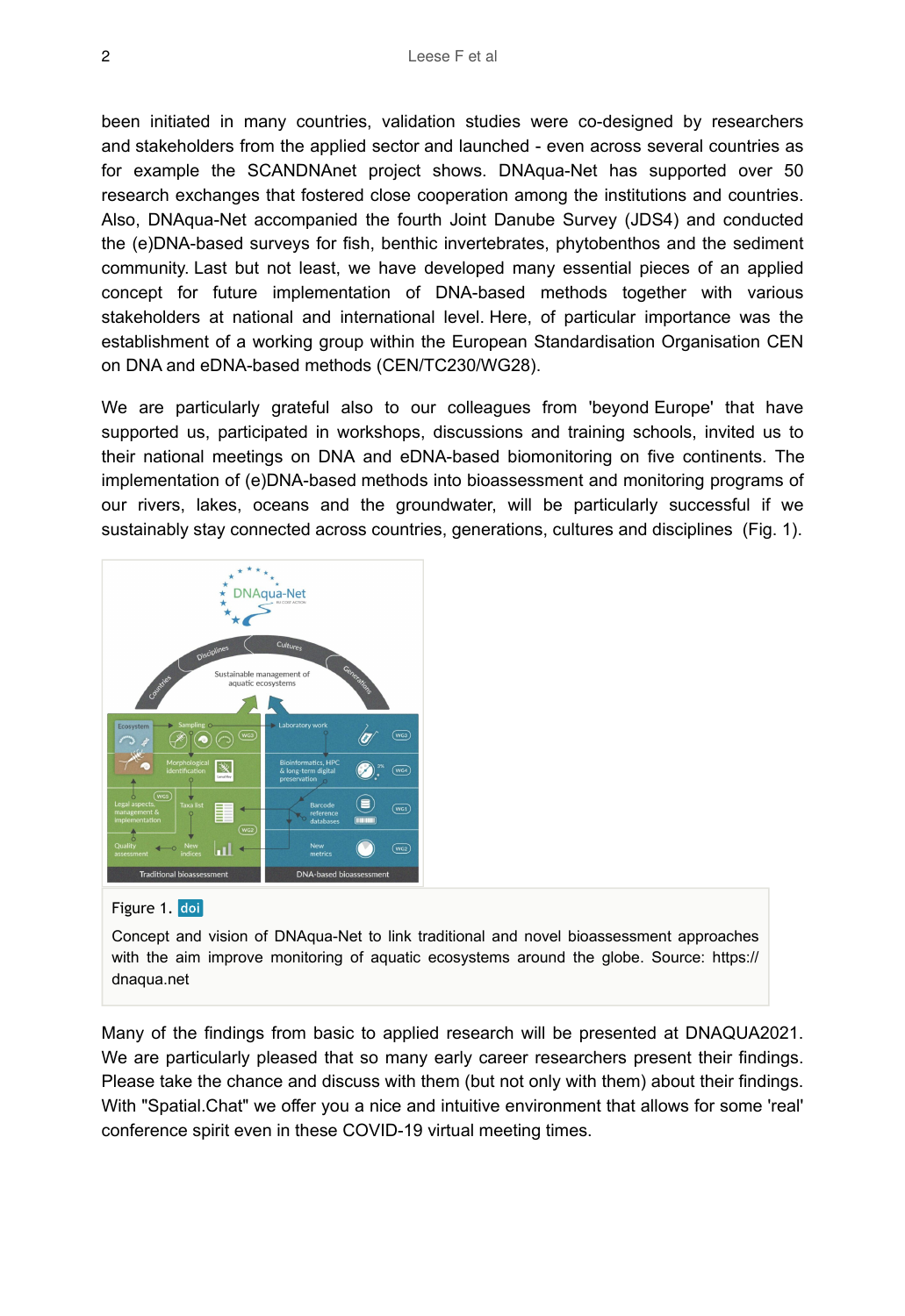been initiated in many countries, validation studies were co-designed by researchers and stakeholders from the applied sector and launched - even across several countries as for example the SCANDNAnet project shows. DNAqua-Net has supported over 50 research exchanges that fostered close cooperation among the institutions and countries. Also, DNAqua-Net accompanied the fourth Joint Danube Survey (JDS4) and conducted the (e)DNA-based surveys for fish, benthic invertebrates, phytobenthos and the sediment community. Last but not least, we have developed many essential pieces of an applied concept for future implementation of DNA-based methods together with various stakeholders at national and international level. Here, of particular importance was the establishment of a working group within the European Standardisation Organisation CEN on DNA and eDNA-based methods (CEN/TC230/WG28).

We are particularly grateful also to our colleagues from 'beyond Europe' that have supported us, participated in workshops, discussions and training schools, invited us to their national meetings on DNA and eDNA-based biomonitoring on five continents. The implementation of (e)DNA-based methods into bioassessment and monitoring programs of our rivers, lakes, oceans and the groundwater, will be particularly successful if we sustainably stay connected across countries, generations, cultures and disciplines (Fig. 1).

Figure 1. doi

Concept and vision of DNAqua-Net to link traditional and novel bioassessment approaches with the aim improve monitoring of aquatic ecosystems around the globe. Source: https://dnaqua.net

Many of the findings from basic to applied research will be presented at DNAQUA2021. We are particularly pleased that so many early career researchers present their findings. Please take the chance and discuss with them (but not only with them) about their findings. With "Spatial.Chat" we offer you a nice and intuitive environment that allows for some 'real' conference spirit even in these COVID-19 virtual meeting times.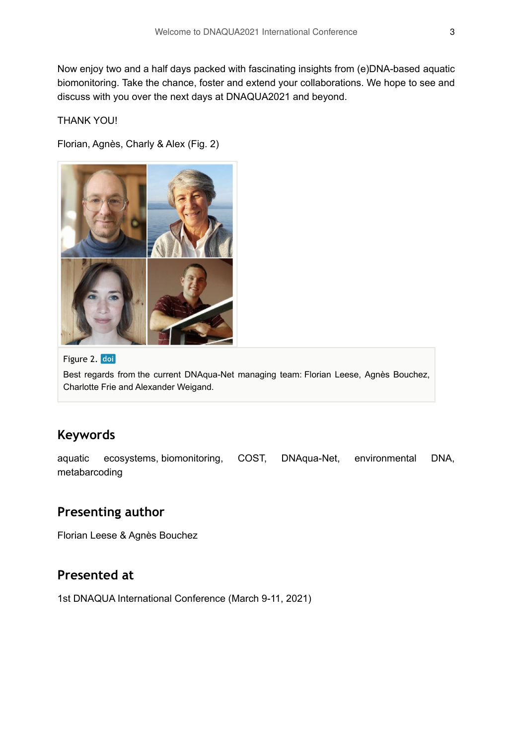Now enjoy two and a half days packed with fascinating insights from (e)DNA-based aquatic biomonitoring. Take the chance, foster and extend your collaborations. We hope to see and discuss with you over the next days at DNAQUA2021 and beyond.

THANK YOU!

Florian, Agnès, Charly & Alex (Fig. 2)

Figure 2. doi

Best regards from the current DNAqua-Net managing team: Florian Leese, Agnès Bouchez, Charlotte Frie and Alexander Weigand.

## Keywords

aquatic ecosystems, biomonitoring, COST, DNAqua-Net, environmental DNA, metabarcoding

## Presenting author

Florian Leese & Agnès Bouchez

## Presented at

1st DNAQUA International Conference (March 9-11, 2021)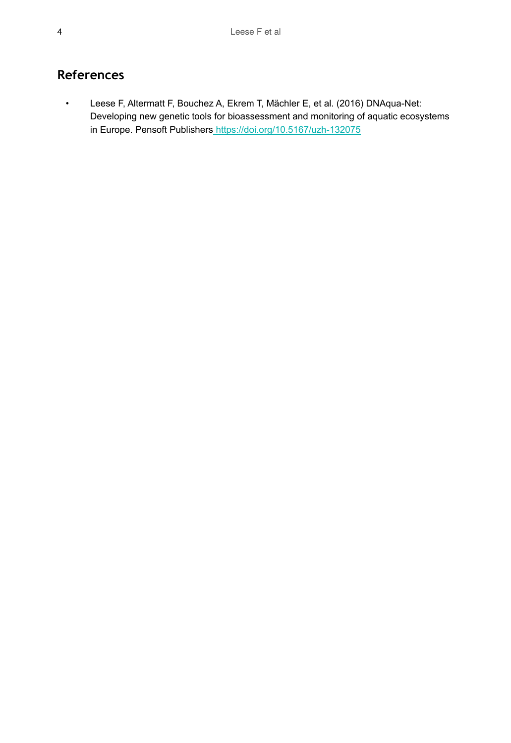## References

- Leese F, Altermatt F, Bouchez A, Ekrem T, Mächler E, et al. (2016) DNAqua-Net: Developing new genetic tools for bioassessment and monitoring of aquatic ecosystems in Europe. Pensoft Publishers https://doi.org/10.5167/uzh-132075